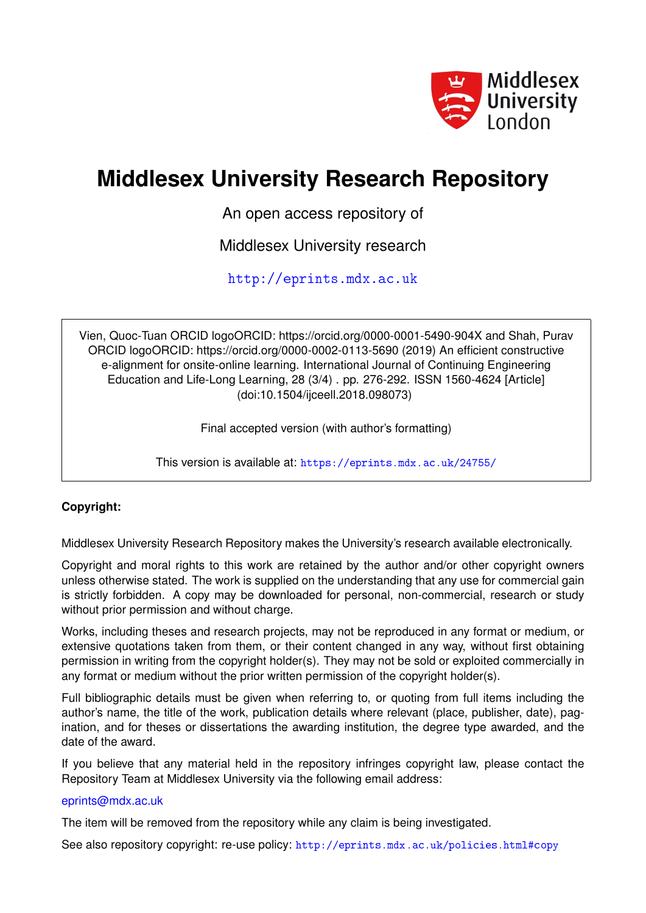Middlesex University London

# Middlesex University Research Repository

An open access repository of

Middlesex University research

http://eprints.mdx.ac.uk

Vien, Quoc-Tuan ORCID logoORCID: https://orcid.org/0000-0001-5490-904X and Shah, Purav ORCID logoORCID: https://orcid.org/0000-0002-0113-5690 (2019) An efficient constructive e-alignment for onsite-online learning. International Journal of Continuing Engineering Education and Life-Long Learning, 28 (3/4) . pp. 276-292. ISSN 1560-4624 [Article] (doi:10.1504/ijceell.2018.098073)

Final accepted version (with author's formatting)

This version is available at: https://eprints.mdx.ac.uk/24755/

**Copyright:**

Middlesex University Research Repository makes the University's research available electronically.

Copyright and moral rights to this work are retained by the author and/or other copyright owners unless otherwise stated. The work is supplied on the understanding that any use for commercial gain is strictly forbidden. A copy may be downloaded for personal, non-commercial, research or study without prior permission and without charge.

Works, including theses and research projects, may not be reproduced in any format or medium, or extensive quotations taken from them, or their content changed in any way, without first obtaining permission in writing from the copyright holder(s). They may not be sold or exploited commercially in any format or medium without the prior written permission of the copyright holder(s).

Full bibliographic details must be given when referring to, or quoting from full items including the author's name, the title of the work, publication details where relevant (place, publisher, date), pagination, and for theses or dissertations the awarding institution, the degree type awarded, and the date of the award.

If you believe that any material held in the repository infringes copyright law, please contact the Repository Team at Middlesex University via the following email address:

eprints@mdx.ac.uk

The item will be removed from the repository while any claim is being investigated.

See also repository copyright: re-use policy: http://eprints.mdx.ac.uk/policies.html#copy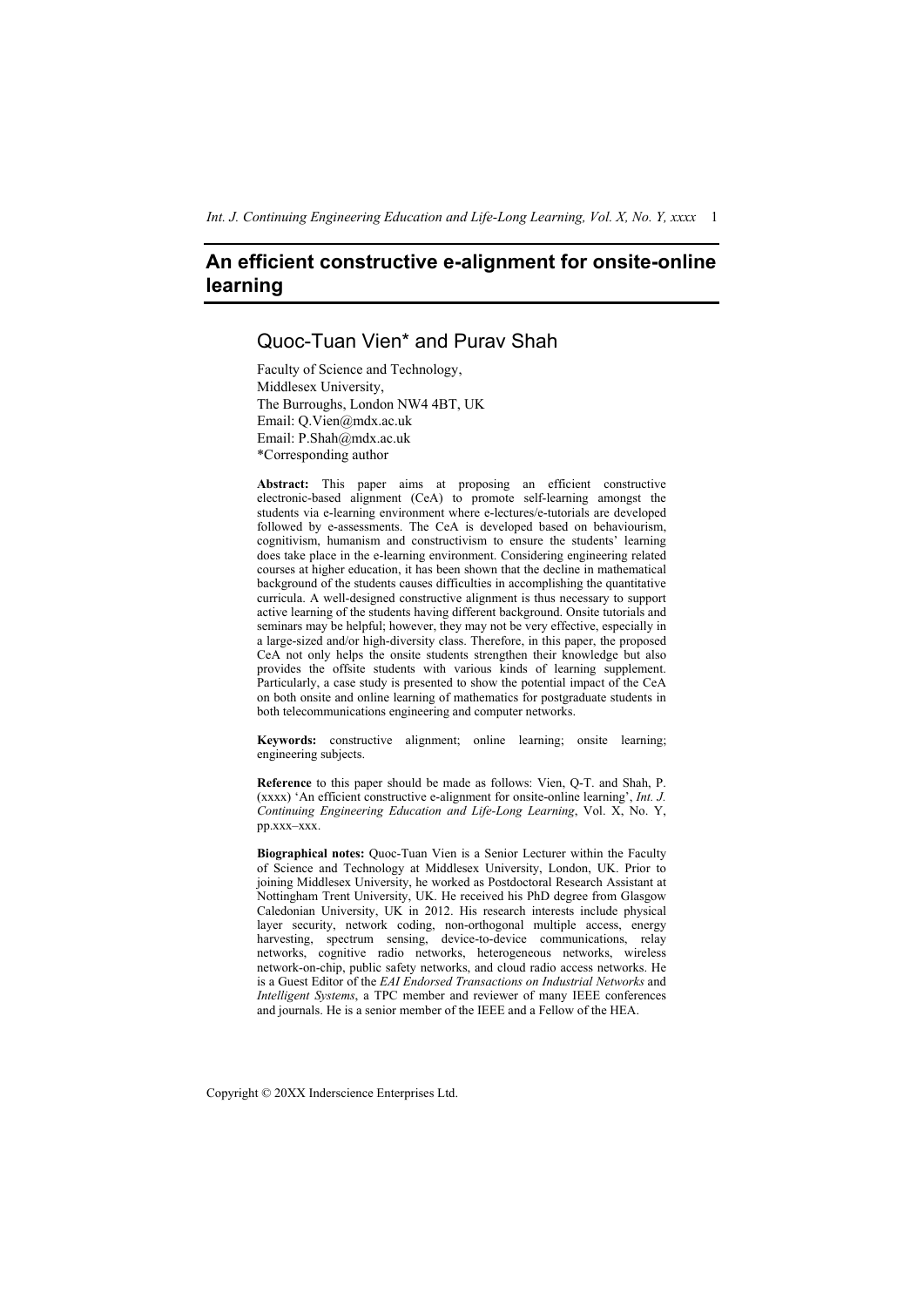# An efficient constructive e-alignment for onsite-online learning

## Quoc-Tuan Vien* and Purav Shah

Faculty of Science and Technology,
Middlesex University,
The Burroughs, London NW4 4BT, UK
Email: Q.Vien@mdx.ac.uk
Email: P.Shah@mdx.ac.uk
*Corresponding author

**Abstract:** This paper aims at proposing an efficient constructive electronic-based alignment (CeA) to promote self-learning amongst the students via e-learning environment where e-lectures/e-tutorials are developed followed by e-assessments. The CeA is developed based on behaviourism, cognitivism, humanism and constructivism to ensure the students' learning does take place in the e-learning environment. Considering engineering related courses at higher education, it has been shown that the decline in mathematical background of the students causes difficulties in accomplishing the quantitative curricula. A well-designed constructive alignment is thus necessary to support active learning of the students having different background. Onsite tutorials and seminars may be helpful; however, they may not be very effective, especially in a large-sized and/or high-diversity class. Therefore, in this paper, the proposed CeA not only helps the onsite students strengthen their knowledge but also provides the offsite students with various kinds of learning supplement. Particularly, a case study is presented to show the potential impact of the CeA on both onsite and online learning of mathematics for postgraduate students in both telecommunications engineering and computer networks.

**Keywords:** constructive alignment; online learning; onsite learning; engineering subjects.

**Reference** to this paper should be made as follows: Vien, Q-T. and Shah, P. (xxxx) 'An efficient constructive e-alignment for onsite-online learning', *Int. J. Continuing Engineering Education and Life-Long Learning*, Vol. X, No. Y, pp.xxx–xxx.

**Biographical notes:** Quoc-Tuan Vien is a Senior Lecturer within the Faculty of Science and Technology at Middlesex University, London, UK. Prior to joining Middlesex University, he worked as Postdoctoral Research Assistant at Nottingham Trent University, UK. He received his PhD degree from Glasgow Caledonian University, UK in 2012. His research interests include physical layer security, network coding, non-orthogonal multiple access, energy harvesting, spectrum sensing, device-to-device communications, relay networks, cognitive radio networks, heterogeneous networks, wireless network-on-chip, public safety networks, and cloud radio access networks. He is a Guest Editor of the *EAI Endorsed Transactions on Industrial Networks* and *Intelligent Systems*, a TPC member and reviewer of many IEEE conferences and journals. He is a senior member of the IEEE and a Fellow of the HEA.

Copyright © 20XX Inderscience Enterprises Ltd.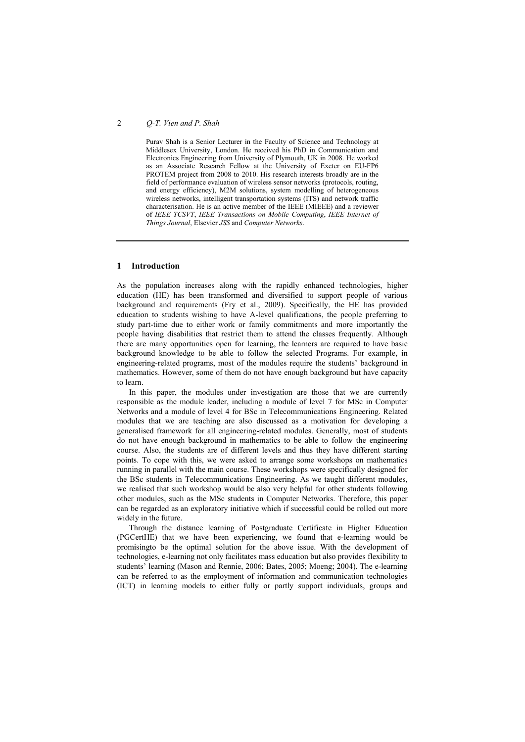Purav Shah is a Senior Lecturer in the Faculty of Science and Technology at Middlesex University, London. He received his PhD in Communication and Electronics Engineering from University of Plymouth, UK in 2008. He worked as an Associate Research Fellow at the University of Exeter on EU-FP6 PROTEM project from 2008 to 2010. His research interests broadly are in the field of performance evaluation of wireless sensor networks (protocols, routing, and energy efficiency), M2M solutions, system modelling of heterogeneous wireless networks, intelligent transportation systems (ITS) and network traffic characterisation. He is an active member of the IEEE (MIEEE) and a reviewer of *IEEE TCSVT*, *IEEE Transactions on Mobile Computing*, *IEEE Internet of Things Journal*, Elsevier *JSS* and *Computer Networks*.

## 1 Introduction

As the population increases along with the rapidly enhanced technologies, higher education (HE) has been transformed and diversified to support people of various background and requirements (Fry et al., 2009). Specifically, the HE has provided education to students wishing to have A-level qualifications, the people preferring to study part-time due to either work or family commitments and more importantly the people having disabilities that restrict them to attend the classes frequently. Although there are many opportunities open for learning, the learners are required to have basic background knowledge to be able to follow the selected Programs. For example, in engineering-related programs, most of the modules require the students' background in mathematics. However, some of them do not have enough background but have capacity to learn.

In this paper, the modules under investigation are those that we are currently responsible as the module leader, including a module of level 7 for MSc in Computer Networks and a module of level 4 for BSc in Telecommunications Engineering. Related modules that we are teaching are also discussed as a motivation for developing a generalised framework for all engineering-related modules. Generally, most of students do not have enough background in mathematics to be able to follow the engineering course. Also, the students are of different levels and thus they have different starting points. To cope with this, we were asked to arrange some workshops on mathematics running in parallel with the main course. These workshops were specifically designed for the BSc students in Telecommunications Engineering. As we taught different modules, we realised that such workshop would be also very helpful for other students following other modules, such as the MSc students in Computer Networks. Therefore, this paper can be regarded as an exploratory initiative which if successful could be rolled out more widely in the future.

Through the distance learning of Postgraduate Certificate in Higher Education (PGCertHE) that we have been experiencing, we found that e-learning would be promisingto be the optimal solution for the above issue. With the development of technologies, e-learning not only facilitates mass education but also provides flexibility to students' learning (Mason and Rennie, 2006; Bates, 2005; Moeng; 2004). The e-learning can be referred to as the employment of information and communication technologies (ICT) in learning models to either fully or partly support individuals, groups and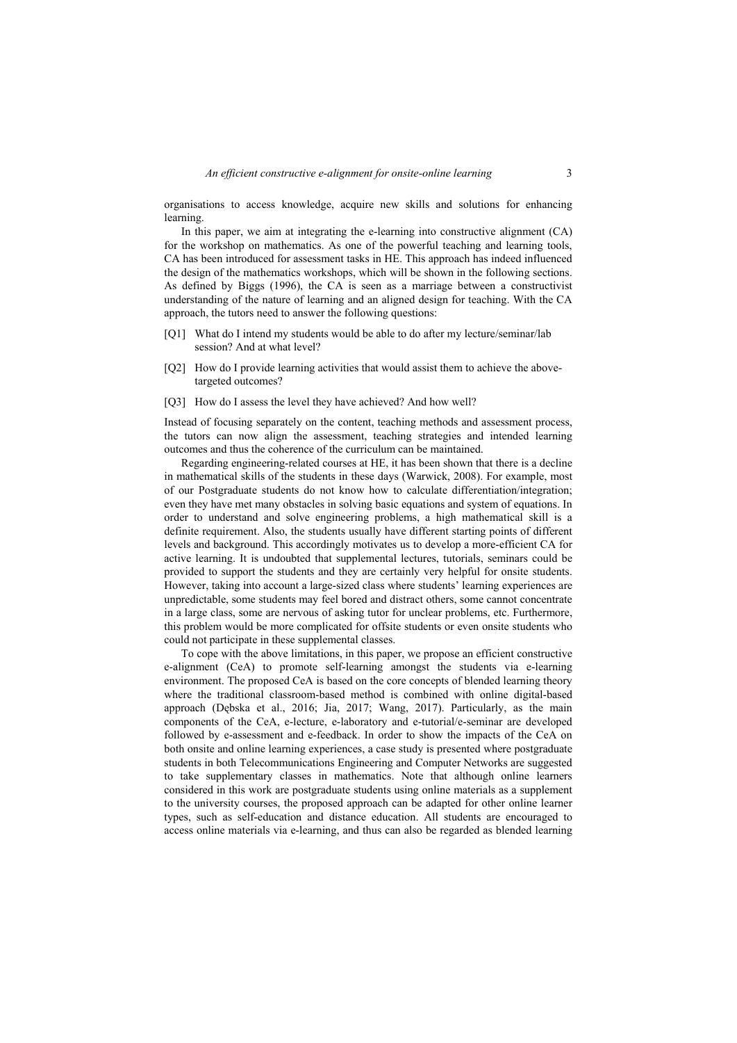organisations to access knowledge, acquire new skills and solutions for enhancing learning.

In this paper, we aim at integrating the e-learning into constructive alignment (CA) for the workshop on mathematics. As one of the powerful teaching and learning tools, CA has been introduced for assessment tasks in HE. This approach has indeed influenced the design of the mathematics workshops, which will be shown in the following sections. As defined by Biggs (1996), the CA is seen as a marriage between a constructivist understanding of the nature of learning and an aligned design for teaching. With the CA approach, the tutors need to answer the following questions:

- [Q1] What do I intend my students would be able to do after my lecture/seminar/lab session? And at what level?
- [Q2] How do I provide learning activities that would assist them to achieve the above-targeted outcomes?
- [Q3] How do I assess the level they have achieved? And how well?

Instead of focusing separately on the content, teaching methods and assessment process, the tutors can now align the assessment, teaching strategies and intended learning outcomes and thus the coherence of the curriculum can be maintained.

Regarding engineering-related courses at HE, it has been shown that there is a decline in mathematical skills of the students in these days (Warwick, 2008). For example, most of our Postgraduate students do not know how to calculate differentiation/integration; even they have met many obstacles in solving basic equations and system of equations. In order to understand and solve engineering problems, a high mathematical skill is a definite requirement. Also, the students usually have different starting points of different levels and background. This accordingly motivates us to develop a more-efficient CA for active learning. It is undoubted that supplemental lectures, tutorials, seminars could be provided to support the students and they are certainly very helpful for onsite students. However, taking into account a large-sized class where students' learning experiences are unpredictable, some students may feel bored and distract others, some cannot concentrate in a large class, some are nervous of asking tutor for unclear problems, etc. Furthermore, this problem would be more complicated for offsite students or even onsite students who could not participate in these supplemental classes.

To cope with the above limitations, in this paper, we propose an efficient constructive e-alignment (CeA) to promote self-learning amongst the students via e-learning environment. The proposed CeA is based on the core concepts of blended learning theory where the traditional classroom-based method is combined with online digital-based approach (Dębska et al., 2016; Jia, 2017; Wang, 2017). Particularly, as the main components of the CeA, e-lecture, e-laboratory and e-tutorial/e-seminar are developed followed by e-assessment and e-feedback. In order to show the impacts of the CeA on both onsite and online learning experiences, a case study is presented where postgraduate students in both Telecommunications Engineering and Computer Networks are suggested to take supplementary classes in mathematics. Note that although online learners considered in this work are postgraduate students using online materials as a supplement to the university courses, the proposed approach can be adapted for other online learner types, such as self-education and distance education. All students are encouraged to access online materials via e-learning, and thus can also be regarded as blended learning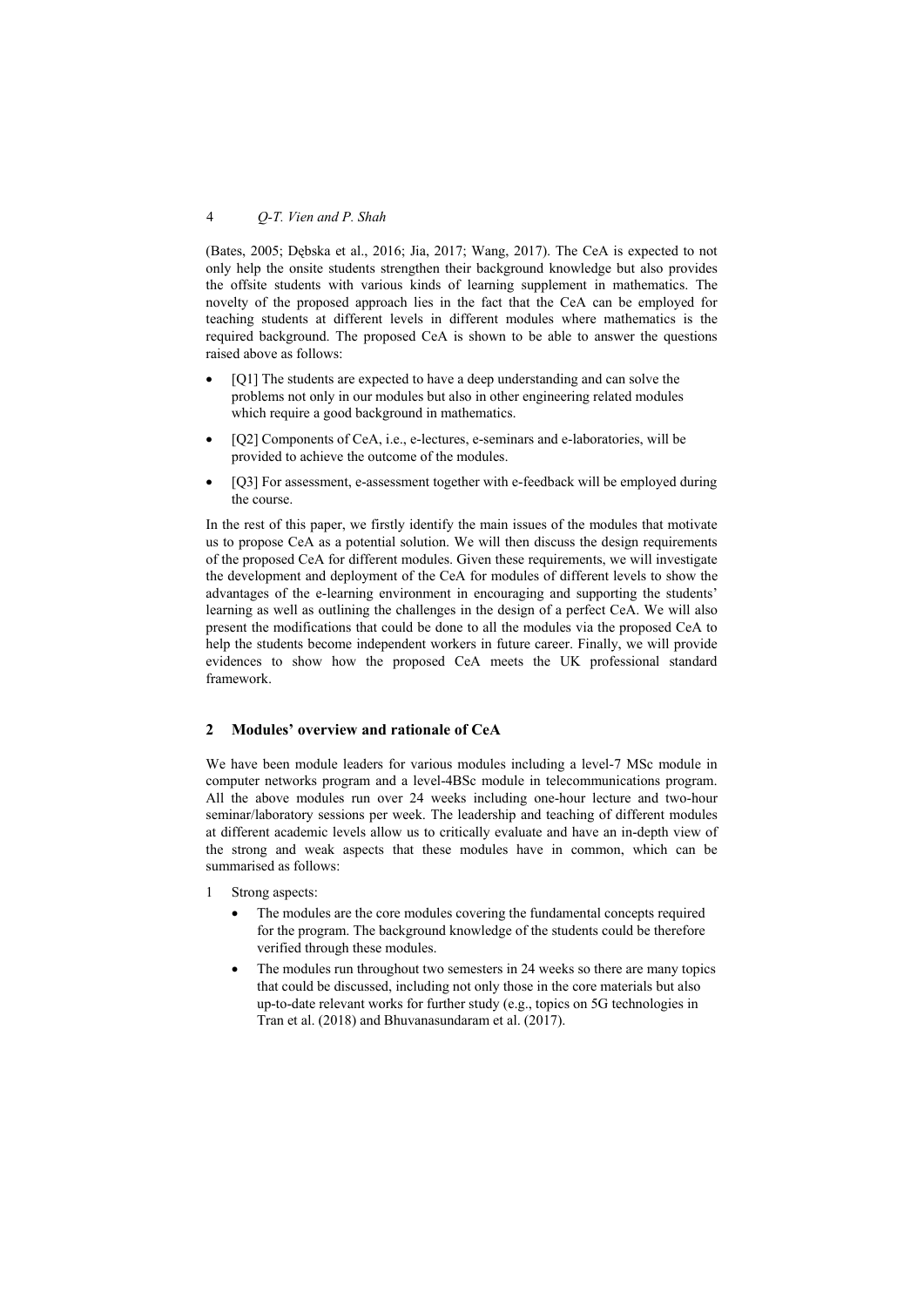(Bates, 2005; Dębska et al., 2016; Jia, 2017; Wang, 2017). The CeA is expected to not only help the onsite students strengthen their background knowledge but also provides the offsite students with various kinds of learning supplement in mathematics. The novelty of the proposed approach lies in the fact that the CeA can be employed for teaching students at different levels in different modules where mathematics is the required background. The proposed CeA is shown to be able to answer the questions raised above as follows:

- [Q1] The students are expected to have a deep understanding and can solve the problems not only in our modules but also in other engineering related modules which require a good background in mathematics.
- [Q2] Components of CeA, i.e., e-lectures, e-seminars and e-laboratories, will be provided to achieve the outcome of the modules.
- [Q3] For assessment, e-assessment together with e-feedback will be employed during the course.

In the rest of this paper, we firstly identify the main issues of the modules that motivate us to propose CeA as a potential solution. We will then discuss the design requirements of the proposed CeA for different modules. Given these requirements, we will investigate the development and deployment of the CeA for modules of different levels to show the advantages of the e-learning environment in encouraging and supporting the students' learning as well as outlining the challenges in the design of a perfect CeA. We will also present the modifications that could be done to all the modules via the proposed CeA to help the students become independent workers in future career. Finally, we will provide evidences to show how the proposed CeA meets the UK professional standard framework.

## 2 Modules' overview and rationale of CeA

We have been module leaders for various modules including a level-7 MSc module in computer networks program and a level-4BSc module in telecommunications program. All the above modules run over 24 weeks including one-hour lecture and two-hour seminar/laboratory sessions per week. The leadership and teaching of different modules at different academic levels allow us to critically evaluate and have an in-depth view of the strong and weak aspects that these modules have in common, which can be summarised as follows:

1. Strong aspects:
   - The modules are the core modules covering the fundamental concepts required for the program. The background knowledge of the students could be therefore verified through these modules.
   - The modules run throughout two semesters in 24 weeks so there are many topics that could be discussed, including not only those in the core materials but also up-to-date relevant works for further study (e.g., topics on 5G technologies in Tran et al. (2018) and Bhuvanasundaram et al. (2017).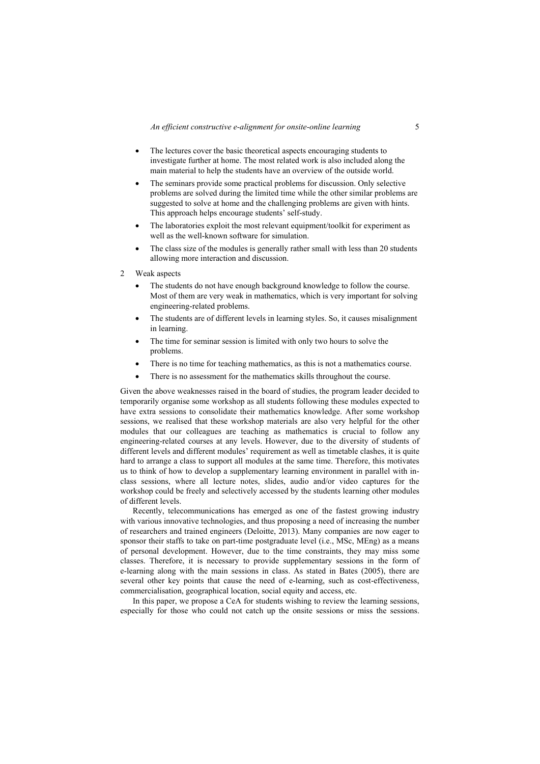- The lectures cover the basic theoretical aspects encouraging students to investigate further at home. The most related work is also included along the main material to help the students have an overview of the outside world.
- The seminars provide some practical problems for discussion. Only selective problems are solved during the limited time while the other similar problems are suggested to solve at home and the challenging problems are given with hints. This approach helps encourage students' self-study.
- The laboratories exploit the most relevant equipment/toolkit for experiment as well as the well-known software for simulation.
- The class size of the modules is generally rather small with less than 20 students allowing more interaction and discussion.

2 Weak aspects

- The students do not have enough background knowledge to follow the course. Most of them are very weak in mathematics, which is very important for solving engineering-related problems.
- The students are of different levels in learning styles. So, it causes misalignment in learning.
- The time for seminar session is limited with only two hours to solve the problems.
- There is no time for teaching mathematics, as this is not a mathematics course.
- There is no assessment for the mathematics skills throughout the course.

Given the above weaknesses raised in the board of studies, the program leader decided to temporarily organise some workshop as all students following these modules expected to have extra sessions to consolidate their mathematics knowledge. After some workshop sessions, we realised that these workshop materials are also very helpful for the other modules that our colleagues are teaching as mathematics is crucial to follow any engineering-related courses at any levels. However, due to the diversity of students of different levels and different modules' requirement as well as timetable clashes, it is quite hard to arrange a class to support all modules at the same time. Therefore, this motivates us to think of how to develop a supplementary learning environment in parallel with in-class sessions, where all lecture notes, slides, audio and/or video captures for the workshop could be freely and selectively accessed by the students learning other modules of different levels.

Recently, telecommunications has emerged as one of the fastest growing industry with various innovative technologies, and thus proposing a need of increasing the number of researchers and trained engineers (Deloitte, 2013). Many companies are now eager to sponsor their staffs to take on part-time postgraduate level (i.e., MSc, MEng) as a means of personal development. However, due to the time constraints, they may miss some classes. Therefore, it is necessary to provide supplementary sessions in the form of e-learning along with the main sessions in class. As stated in Bates (2005), there are several other key points that cause the need of e-learning, such as cost-effectiveness, commercialisation, geographical location, social equity and access, etc.

In this paper, we propose a CeA for students wishing to review the learning sessions, especially for those who could not catch up the onsite sessions or miss the sessions.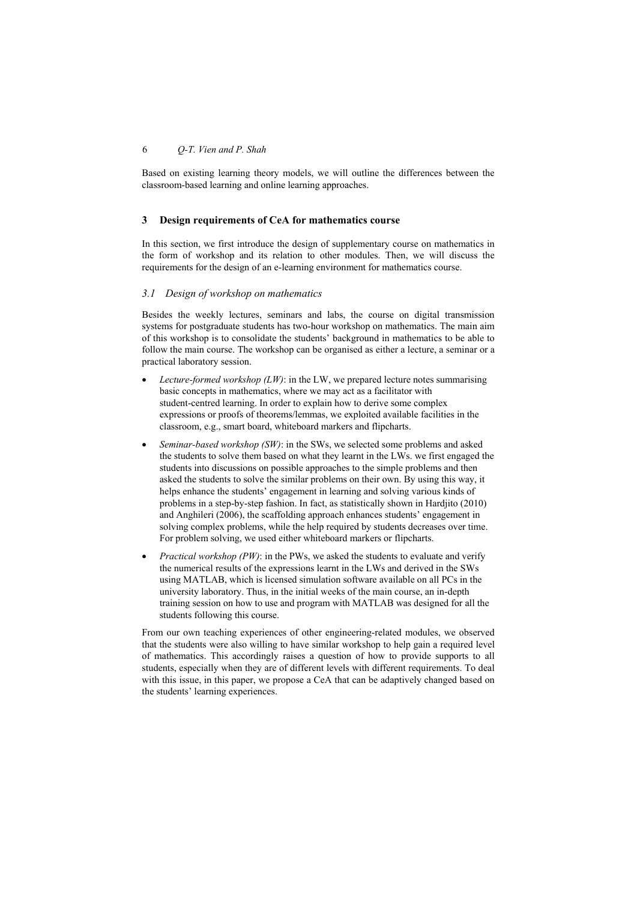Based on existing learning theory models, we will outline the differences between the classroom-based learning and online learning approaches.

## 3 Design requirements of CeA for mathematics course

In this section, we first introduce the design of supplementary course on mathematics in the form of workshop and its relation to other modules. Then, we will discuss the requirements for the design of an e-learning environment for mathematics course.

### *3.1 Design of workshop on mathematics*

Besides the weekly lectures, seminars and labs, the course on digital transmission systems for postgraduate students has two-hour workshop on mathematics. The main aim of this workshop is to consolidate the students' background in mathematics to be able to follow the main course. The workshop can be organised as either a lecture, a seminar or a practical laboratory session.

- *Lecture-formed workshop (LW)*: in the LW, we prepared lecture notes summarising basic concepts in mathematics, where we may act as a facilitator with student-centred learning. In order to explain how to derive some complex expressions or proofs of theorems/lemmas, we exploited available facilities in the classroom, e.g., smart board, whiteboard markers and flipcharts.
- *Seminar-based workshop (SW)*: in the SWs, we selected some problems and asked the students to solve them based on what they learnt in the LWs. we first engaged the students into discussions on possible approaches to the simple problems and then asked the students to solve the similar problems on their own. By using this way, it helps enhance the students' engagement in learning and solving various kinds of problems in a step-by-step fashion. In fact, as statistically shown in Hardjito (2010) and Anghileri (2006), the scaffolding approach enhances students' engagement in solving complex problems, while the help required by students decreases over time. For problem solving, we used either whiteboard markers or flipcharts.
- *Practical workshop (PW)*: in the PWs, we asked the students to evaluate and verify the numerical results of the expressions learnt in the LWs and derived in the SWs using MATLAB, which is licensed simulation software available on all PCs in the university laboratory. Thus, in the initial weeks of the main course, an in-depth training session on how to use and program with MATLAB was designed for all the students following this course.

From our own teaching experiences of other engineering-related modules, we observed that the students were also willing to have similar workshop to help gain a required level of mathematics. This accordingly raises a question of how to provide supports to all students, especially when they are of different levels with different requirements. To deal with this issue, in this paper, we propose a CeA that can be adaptively changed based on the students' learning experiences.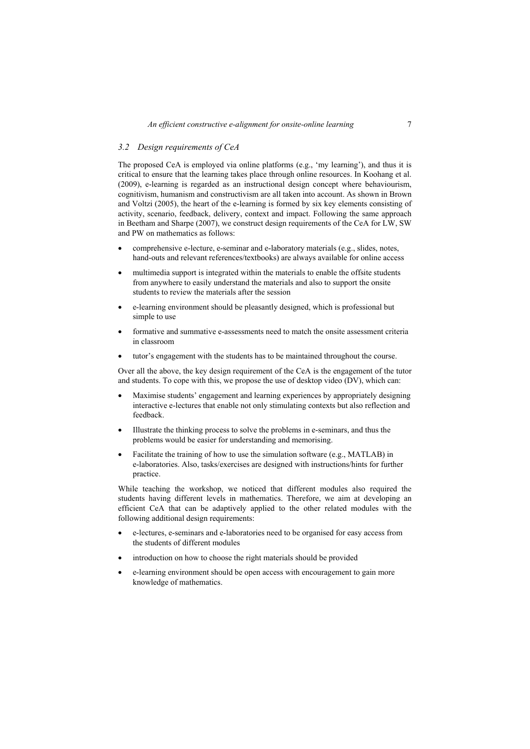### *3.2 Design requirements of CeA*

The proposed CeA is employed via online platforms (e.g., 'my learning'), and thus it is critical to ensure that the learning takes place through online resources. In Koohang et al. (2009), e-learning is regarded as an instructional design concept where behaviourism, cognitivism, humanism and constructivism are all taken into account. As shown in Brown and Voltzi (2005), the heart of the e-learning is formed by six key elements consisting of activity, scenario, feedback, delivery, context and impact. Following the same approach in Beetham and Sharpe (2007), we construct design requirements of the CeA for LW, SW and PW on mathematics as follows:

- comprehensive e-lecture, e-seminar and e-laboratory materials (e.g., slides, notes, hand-outs and relevant references/textbooks) are always available for online access
- multimedia support is integrated within the materials to enable the offsite students from anywhere to easily understand the materials and also to support the onsite students to review the materials after the session
- e-learning environment should be pleasantly designed, which is professional but simple to use
- formative and summative e-assessments need to match the onsite assessment criteria in classroom
- tutor's engagement with the students has to be maintained throughout the course.

Over all the above, the key design requirement of the CeA is the engagement of the tutor and students. To cope with this, we propose the use of desktop video (DV), which can:

- Maximise students' engagement and learning experiences by appropriately designing interactive e-lectures that enable not only stimulating contexts but also reflection and feedback.
- Illustrate the thinking process to solve the problems in e-seminars, and thus the problems would be easier for understanding and memorising.
- Facilitate the training of how to use the simulation software (e.g., MATLAB) in e-laboratories. Also, tasks/exercises are designed with instructions/hints for further practice.

While teaching the workshop, we noticed that different modules also required the students having different levels in mathematics. Therefore, we aim at developing an efficient CeA that can be adaptively applied to the other related modules with the following additional design requirements:

- e-lectures, e-seminars and e-laboratories need to be organised for easy access from the students of different modules
- introduction on how to choose the right materials should be provided
- e-learning environment should be open access with encouragement to gain more knowledge of mathematics.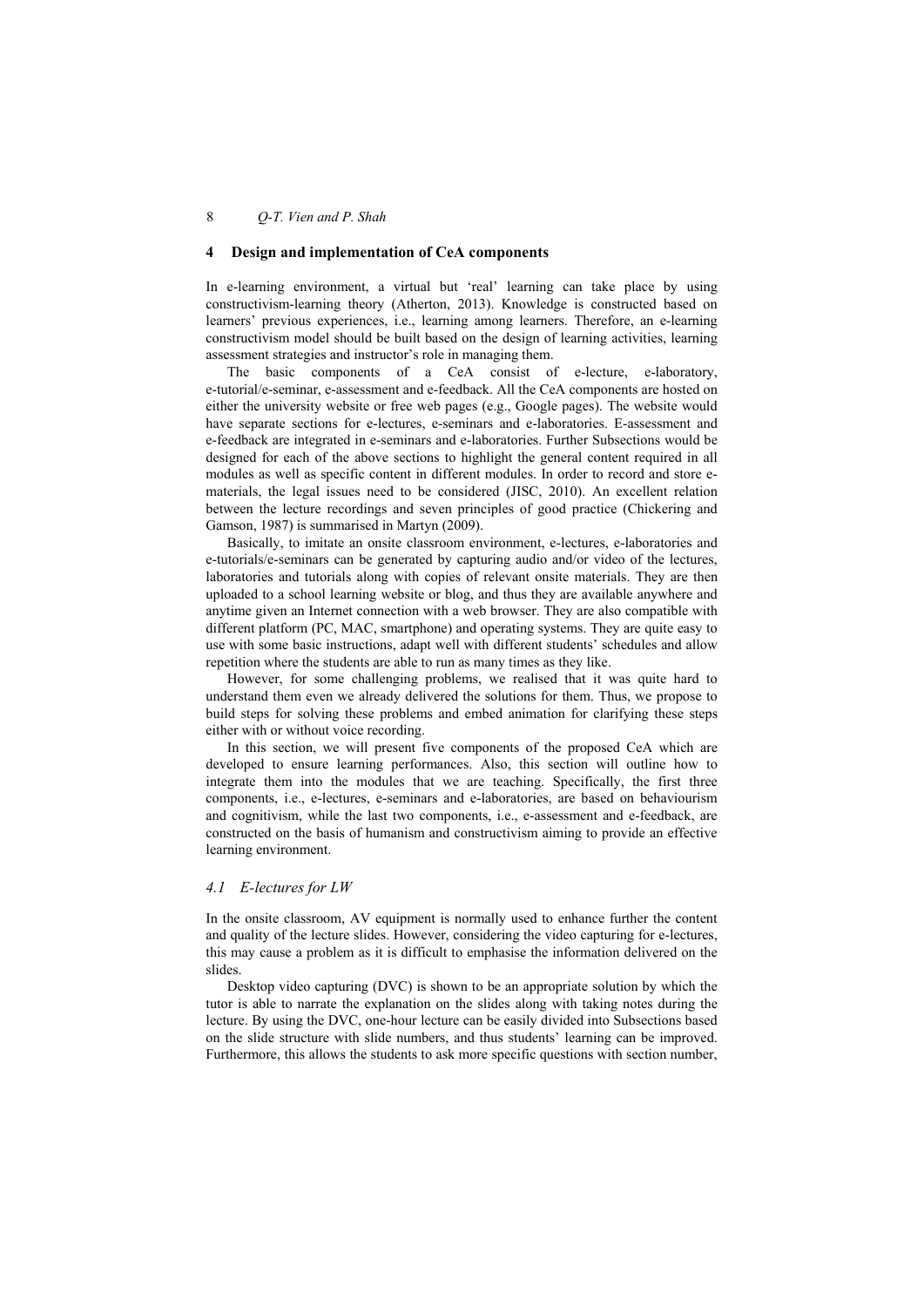## 4 Design and implementation of CeA components

In e-learning environment, a virtual but 'real' learning can take place by using constructivism-learning theory (Atherton, 2013). Knowledge is constructed based on learners' previous experiences, i.e., learning among learners. Therefore, an e-learning constructivism model should be built based on the design of learning activities, learning assessment strategies and instructor's role in managing them.

The basic components of a CeA consist of e-lecture, e-laboratory, e-tutorial/e-seminar, e-assessment and e-feedback. All the CeA components are hosted on either the university website or free web pages (e.g., Google pages). The website would have separate sections for e-lectures, e-seminars and e-laboratories. E-assessment and e-feedback are integrated in e-seminars and e-laboratories. Further Subsections would be designed for each of the above sections to highlight the general content required in all modules as well as specific content in different modules. In order to record and store e-materials, the legal issues need to be considered (JISC, 2010). An excellent relation between the lecture recordings and seven principles of good practice (Chickering and Gamson, 1987) is summarised in Martyn (2009).

Basically, to imitate an onsite classroom environment, e-lectures, e-laboratories and e-tutorials/e-seminars can be generated by capturing audio and/or video of the lectures, laboratories and tutorials along with copies of relevant onsite materials. They are then uploaded to a school learning website or blog, and thus they are available anywhere and anytime given an Internet connection with a web browser. They are also compatible with different platform (PC, MAC, smartphone) and operating systems. They are quite easy to use with some basic instructions, adapt well with different students' schedules and allow repetition where the students are able to run as many times as they like.

However, for some challenging problems, we realised that it was quite hard to understand them even we already delivered the solutions for them. Thus, we propose to build steps for solving these problems and embed animation for clarifying these steps either with or without voice recording.

In this section, we will present five components of the proposed CeA which are developed to ensure learning performances. Also, this section will outline how to integrate them into the modules that we are teaching. Specifically, the first three components, i.e., e-lectures, e-seminars and e-laboratories, are based on behaviourism and cognitivism, while the last two components, i.e., e-assessment and e-feedback, are constructed on the basis of humanism and constructivism aiming to provide an effective learning environment.

### *4.1 E-lectures for LW*

In the onsite classroom, AV equipment is normally used to enhance further the content and quality of the lecture slides. However, considering the video capturing for e-lectures, this may cause a problem as it is difficult to emphasise the information delivered on the slides.

Desktop video capturing (DVC) is shown to be an appropriate solution by which the tutor is able to narrate the explanation on the slides along with taking notes during the lecture. By using the DVC, one-hour lecture can be easily divided into Subsections based on the slide structure with slide numbers, and thus students' learning can be improved. Furthermore, this allows the students to ask more specific questions with section number,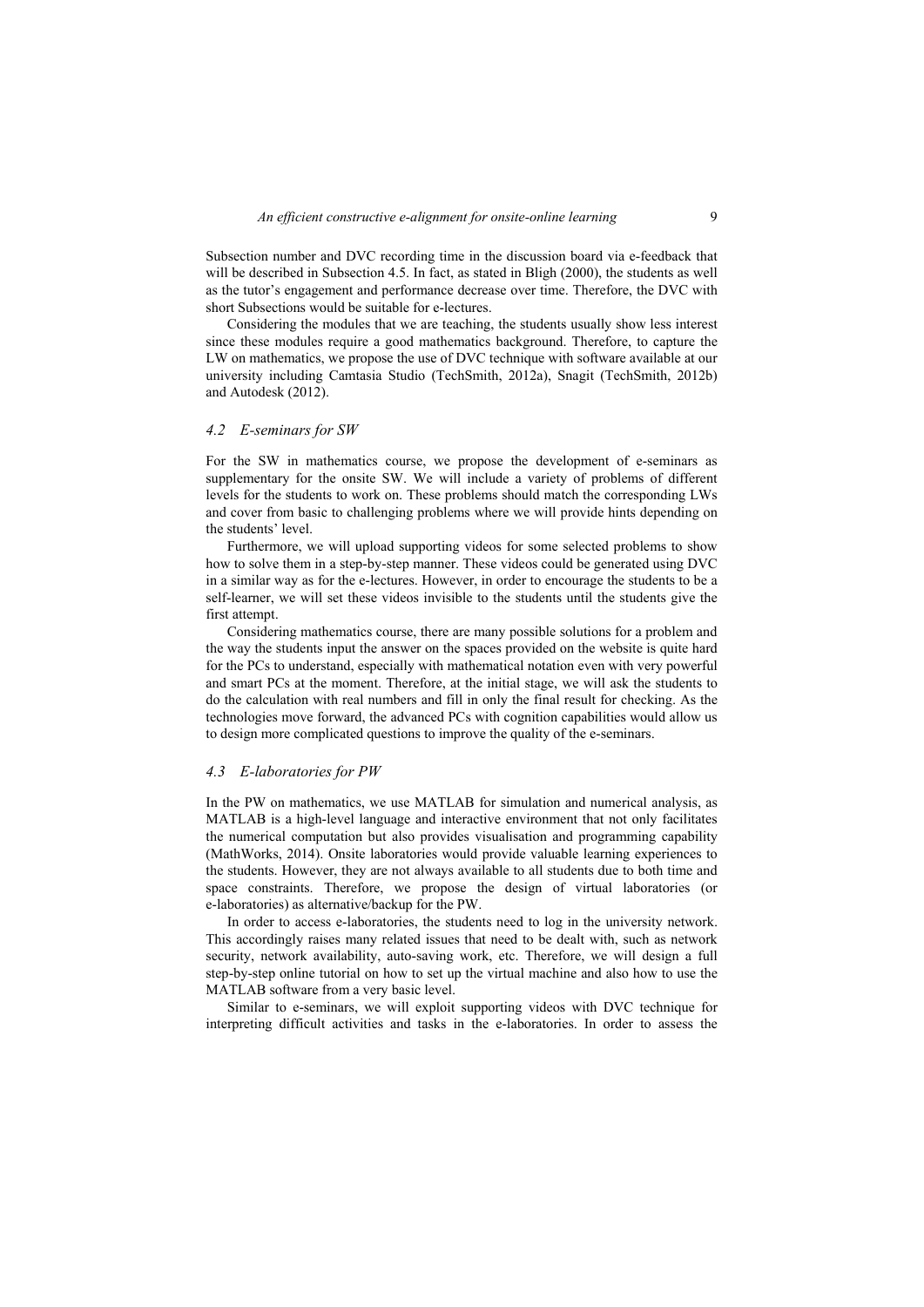Subsection number and DVC recording time in the discussion board via e-feedback that will be described in Subsection 4.5. In fact, as stated in Bligh (2000), the students as well as the tutor's engagement and performance decrease over time. Therefore, the DVC with short Subsections would be suitable for e-lectures.

Considering the modules that we are teaching, the students usually show less interest since these modules require a good mathematics background. Therefore, to capture the LW on mathematics, we propose the use of DVC technique with software available at our university including Camtasia Studio (TechSmith, 2012a), Snagit (TechSmith, 2012b) and Autodesk (2012).

### *4.2 E-seminars for SW*

For the SW in mathematics course, we propose the development of e-seminars as supplementary for the onsite SW. We will include a variety of problems of different levels for the students to work on. These problems should match the corresponding LWs and cover from basic to challenging problems where we will provide hints depending on the students' level.

Furthermore, we will upload supporting videos for some selected problems to show how to solve them in a step-by-step manner. These videos could be generated using DVC in a similar way as for the e-lectures. However, in order to encourage the students to be a self-learner, we will set these videos invisible to the students until the students give the first attempt.

Considering mathematics course, there are many possible solutions for a problem and the way the students input the answer on the spaces provided on the website is quite hard for the PCs to understand, especially with mathematical notation even with very powerful and smart PCs at the moment. Therefore, at the initial stage, we will ask the students to do the calculation with real numbers and fill in only the final result for checking. As the technologies move forward, the advanced PCs with cognition capabilities would allow us to design more complicated questions to improve the quality of the e-seminars.

### *4.3 E-laboratories for PW*

In the PW on mathematics, we use MATLAB for simulation and numerical analysis, as MATLAB is a high-level language and interactive environment that not only facilitates the numerical computation but also provides visualisation and programming capability (MathWorks, 2014). Onsite laboratories would provide valuable learning experiences to the students. However, they are not always available to all students due to both time and space constraints. Therefore, we propose the design of virtual laboratories (or e-laboratories) as alternative/backup for the PW.

In order to access e-laboratories, the students need to log in the university network. This accordingly raises many related issues that need to be dealt with, such as network security, network availability, auto-saving work, etc. Therefore, we will design a full step-by-step online tutorial on how to set up the virtual machine and also how to use the MATLAB software from a very basic level.

Similar to e-seminars, we will exploit supporting videos with DVC technique for interpreting difficult activities and tasks in the e-laboratories. In order to assess the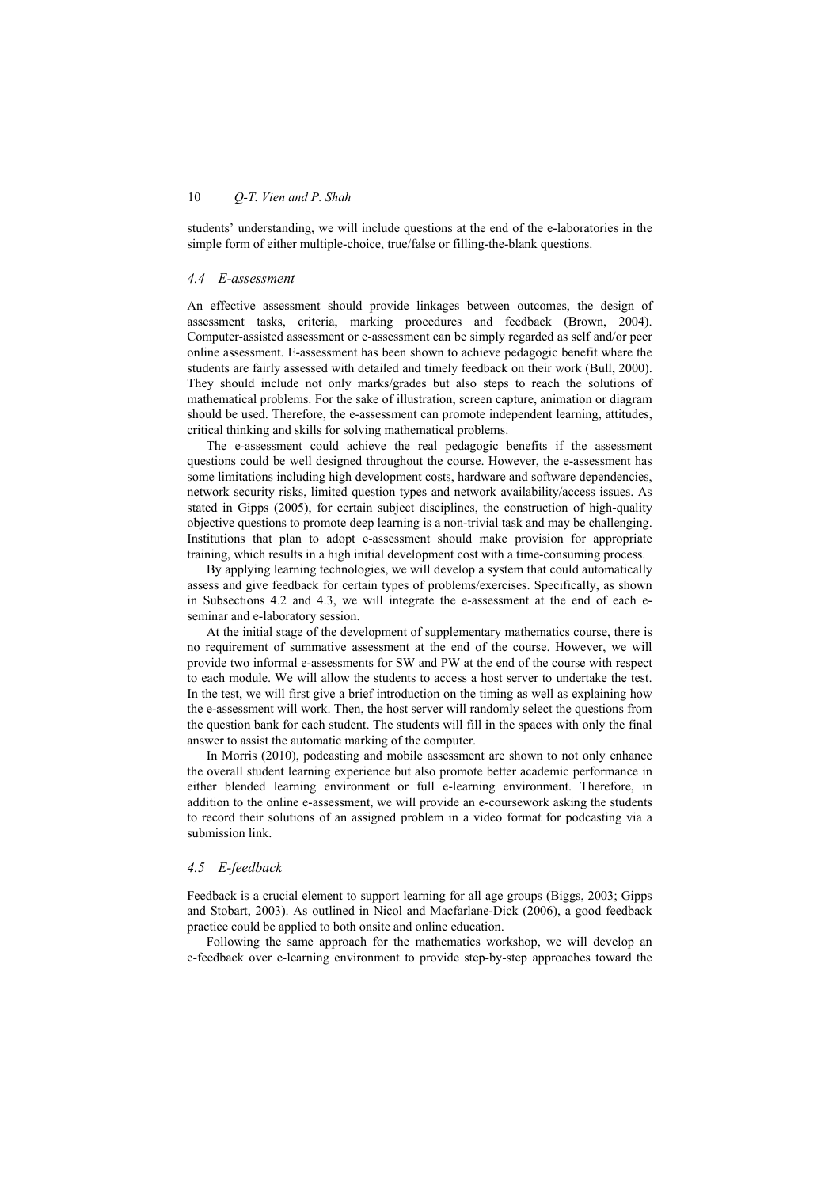students' understanding, we will include questions at the end of the e-laboratories in the simple form of either multiple-choice, true/false or filling-the-blank questions.

### 4.4 E-assessment

An effective assessment should provide linkages between outcomes, the design of assessment tasks, criteria, marking procedures and feedback (Brown, 2004). Computer-assisted assessment or e-assessment can be simply regarded as self and/or peer online assessment. E-assessment has been shown to achieve pedagogic benefit where the students are fairly assessed with detailed and timely feedback on their work (Bull, 2000). They should include not only marks/grades but also steps to reach the solutions of mathematical problems. For the sake of illustration, screen capture, animation or diagram should be used. Therefore, the e-assessment can promote independent learning, attitudes, critical thinking and skills for solving mathematical problems.

The e-assessment could achieve the real pedagogic benefits if the assessment questions could be well designed throughout the course. However, the e-assessment has some limitations including high development costs, hardware and software dependencies, network security risks, limited question types and network availability/access issues. As stated in Gipps (2005), for certain subject disciplines, the construction of high-quality objective questions to promote deep learning is a non-trivial task and may be challenging. Institutions that plan to adopt e-assessment should make provision for appropriate training, which results in a high initial development cost with a time-consuming process.

By applying learning technologies, we will develop a system that could automatically assess and give feedback for certain types of problems/exercises. Specifically, as shown in Subsections 4.2 and 4.3, we will integrate the e-assessment at the end of each e-seminar and e-laboratory session.

At the initial stage of the development of supplementary mathematics course, there is no requirement of summative assessment at the end of the course. However, we will provide two informal e-assessments for SW and PW at the end of the course with respect to each module. We will allow the students to access a host server to undertake the test. In the test, we will first give a brief introduction on the timing as well as explaining how the e-assessment will work. Then, the host server will randomly select the questions from the question bank for each student. The students will fill in the spaces with only the final answer to assist the automatic marking of the computer.

In Morris (2010), podcasting and mobile assessment are shown to not only enhance the overall student learning experience but also promote better academic performance in either blended learning environment or full e-learning environment. Therefore, in addition to the online e-assessment, we will provide an e-coursework asking the students to record their solutions of an assigned problem in a video format for podcasting via a submission link.

### 4.5 E-feedback

Feedback is a crucial element to support learning for all age groups (Biggs, 2003; Gipps and Stobart, 2003). As outlined in Nicol and Macfarlane-Dick (2006), a good feedback practice could be applied to both onsite and online education.

Following the same approach for the mathematics workshop, we will develop an e-feedback over e-learning environment to provide step-by-step approaches toward the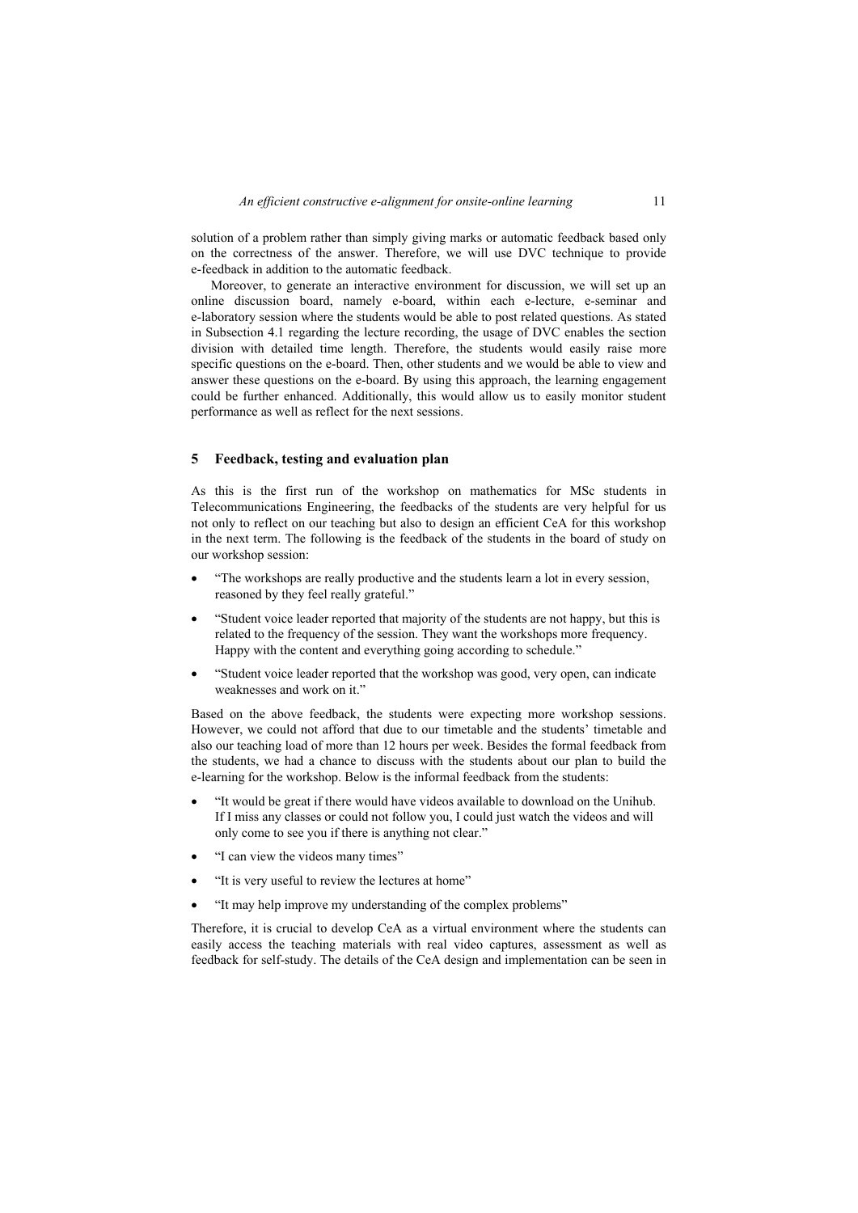solution of a problem rather than simply giving marks or automatic feedback based only on the correctness of the answer. Therefore, we will use DVC technique to provide e-feedback in addition to the automatic feedback.

Moreover, to generate an interactive environment for discussion, we will set up an online discussion board, namely e-board, within each e-lecture, e-seminar and e-laboratory session where the students would be able to post related questions. As stated in Subsection 4.1 regarding the lecture recording, the usage of DVC enables the section division with detailed time length. Therefore, the students would easily raise more specific questions on the e-board. Then, other students and we would be able to view and answer these questions on the e-board. By using this approach, the learning engagement could be further enhanced. Additionally, this would allow us to easily monitor student performance as well as reflect for the next sessions.

## 5 Feedback, testing and evaluation plan

As this is the first run of the workshop on mathematics for MSc students in Telecommunications Engineering, the feedbacks of the students are very helpful for us not only to reflect on our teaching but also to design an efficient CeA for this workshop in the next term. The following is the feedback of the students in the board of study on our workshop session:

- "The workshops are really productive and the students learn a lot in every session, reasoned by they feel really grateful."
- "Student voice leader reported that majority of the students are not happy, but this is related to the frequency of the session. They want the workshops more frequency. Happy with the content and everything going according to schedule."
- "Student voice leader reported that the workshop was good, very open, can indicate weaknesses and work on it."

Based on the above feedback, the students were expecting more workshop sessions. However, we could not afford that due to our timetable and the students' timetable and also our teaching load of more than 12 hours per week. Besides the formal feedback from the students, we had a chance to discuss with the students about our plan to build the e-learning for the workshop. Below is the informal feedback from the students:

- "It would be great if there would have videos available to download on the Unihub. If I miss any classes or could not follow you, I could just watch the videos and will only come to see you if there is anything not clear."
- "I can view the videos many times"
- "It is very useful to review the lectures at home"
- "It may help improve my understanding of the complex problems"

Therefore, it is crucial to develop CeA as a virtual environment where the students can easily access the teaching materials with real video captures, assessment as well as feedback for self-study. The details of the CeA design and implementation can be seen in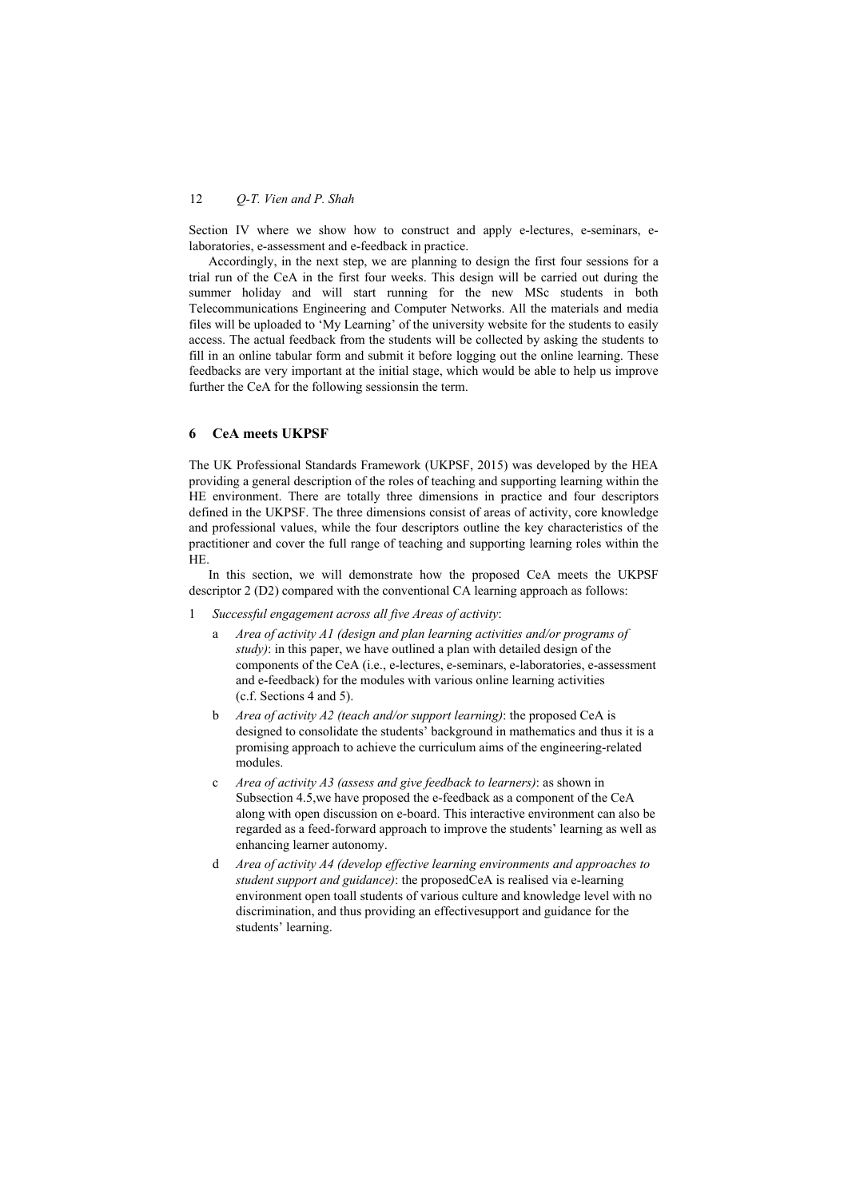Section IV where we show how to construct and apply e-lectures, e-seminars, e-laboratories, e-assessment and e-feedback in practice.

Accordingly, in the next step, we are planning to design the first four sessions for a trial run of the CeA in the first four weeks. This design will be carried out during the summer holiday and will start running for the new MSc students in both Telecommunications Engineering and Computer Networks. All the materials and media files will be uploaded to 'My Learning' of the university website for the students to easily access. The actual feedback from the students will be collected by asking the students to fill in an online tabular form and submit it before logging out the online learning. These feedbacks are very important at the initial stage, which would be able to help us improve further the CeA for the following sessionsin the term.

## 6 CeA meets UKPSF

The UK Professional Standards Framework (UKPSF, 2015) was developed by the HEA providing a general description of the roles of teaching and supporting learning within the HE environment. There are totally three dimensions in practice and four descriptors defined in the UKPSF. The three dimensions consist of areas of activity, core knowledge and professional values, while the four descriptors outline the key characteristics of the practitioner and cover the full range of teaching and supporting learning roles within the HE.

In this section, we will demonstrate how the proposed CeA meets the UKPSF descriptor 2 (D2) compared with the conventional CA learning approach as follows:

1 *Successful engagement across all five Areas of activity*:

   a *Area of activity A1 (design and plan learning activities and/or programs of study)*: in this paper, we have outlined a plan with detailed design of the components of the CeA (i.e., e-lectures, e-seminars, e-laboratories, e-assessment and e-feedback) for the modules with various online learning activities (c.f. Sections 4 and 5).

   b *Area of activity A2 (teach and/or support learning)*: the proposed CeA is designed to consolidate the students' background in mathematics and thus it is a promising approach to achieve the curriculum aims of the engineering-related modules.

   c *Area of activity A3 (assess and give feedback to learners)*: as shown in Subsection 4.5,we have proposed the e-feedback as a component of the CeA along with open discussion on e-board. This interactive environment can also be regarded as a feed-forward approach to improve the students' learning as well as enhancing learner autonomy.

   d *Area of activity A4 (develop effective learning environments and approaches to student support and guidance)*: the proposedCeA is realised via e-learning environment open toall students of various culture and knowledge level with no discrimination, and thus providing an effectivesupport and guidance for the students' learning.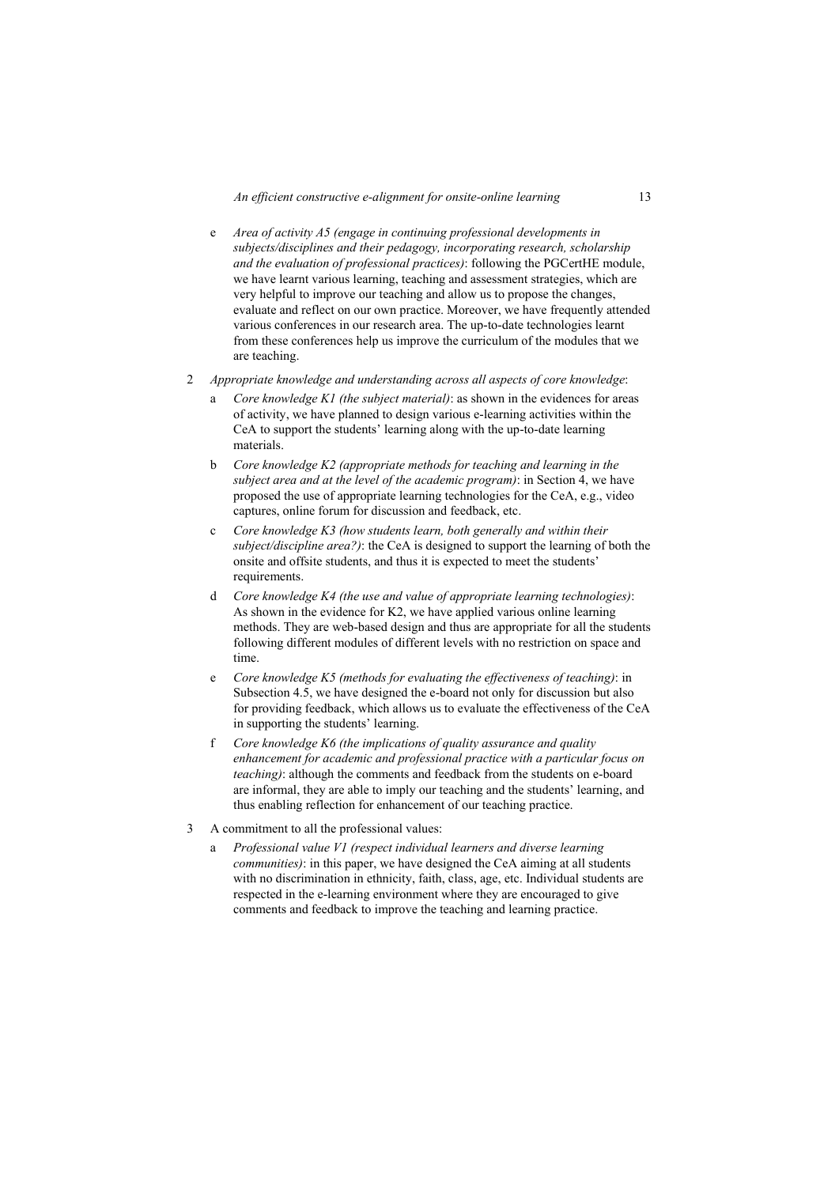e. *Area of activity A5 (engage in continuing professional developments in subjects/disciplines and their pedagogy, incorporating research, scholarship and the evaluation of professional practices)*: following the PGCertHE module, we have learnt various learning, teaching and assessment strategies, which are very helpful to improve our teaching and allow us to propose the changes, evaluate and reflect on our own practice. Moreover, we have frequently attended various conferences in our research area. The up-to-date technologies learnt from these conferences help us improve the curriculum of the modules that we are teaching.

2. *Appropriate knowledge and understanding across all aspects of core knowledge*:
   a. *Core knowledge K1 (the subject material)*: as shown in the evidences for areas of activity, we have planned to design various e-learning activities within the CeA to support the students' learning along with the up-to-date learning materials.
   b. *Core knowledge K2 (appropriate methods for teaching and learning in the subject area and at the level of the academic program)*: in Section 4, we have proposed the use of appropriate learning technologies for the CeA, e.g., video captures, online forum for discussion and feedback, etc.
   c. *Core knowledge K3 (how students learn, both generally and within their subject/discipline area?)*: the CeA is designed to support the learning of both the onsite and offsite students, and thus it is expected to meet the students' requirements.
   d. *Core knowledge K4 (the use and value of appropriate learning technologies)*: As shown in the evidence for K2, we have applied various online learning methods. They are web-based design and thus are appropriate for all the students following different modules of different levels with no restriction on space and time.
   e. *Core knowledge K5 (methods for evaluating the effectiveness of teaching)*: in Subsection 4.5, we have designed the e-board not only for discussion but also for providing feedback, which allows us to evaluate the effectiveness of the CeA in supporting the students' learning.
   f. *Core knowledge K6 (the implications of quality assurance and quality enhancement for academic and professional practice with a particular focus on teaching)*: although the comments and feedback from the students on e-board are informal, they are able to imply our teaching and the students' learning, and thus enabling reflection for enhancement of our teaching practice.

3. A commitment to all the professional values:
   a. *Professional value V1 (respect individual learners and diverse learning communities)*: in this paper, we have designed the CeA aiming at all students with no discrimination in ethnicity, faith, class, age, etc. Individual students are respected in the e-learning environment where they are encouraged to give comments and feedback to improve the teaching and learning practice.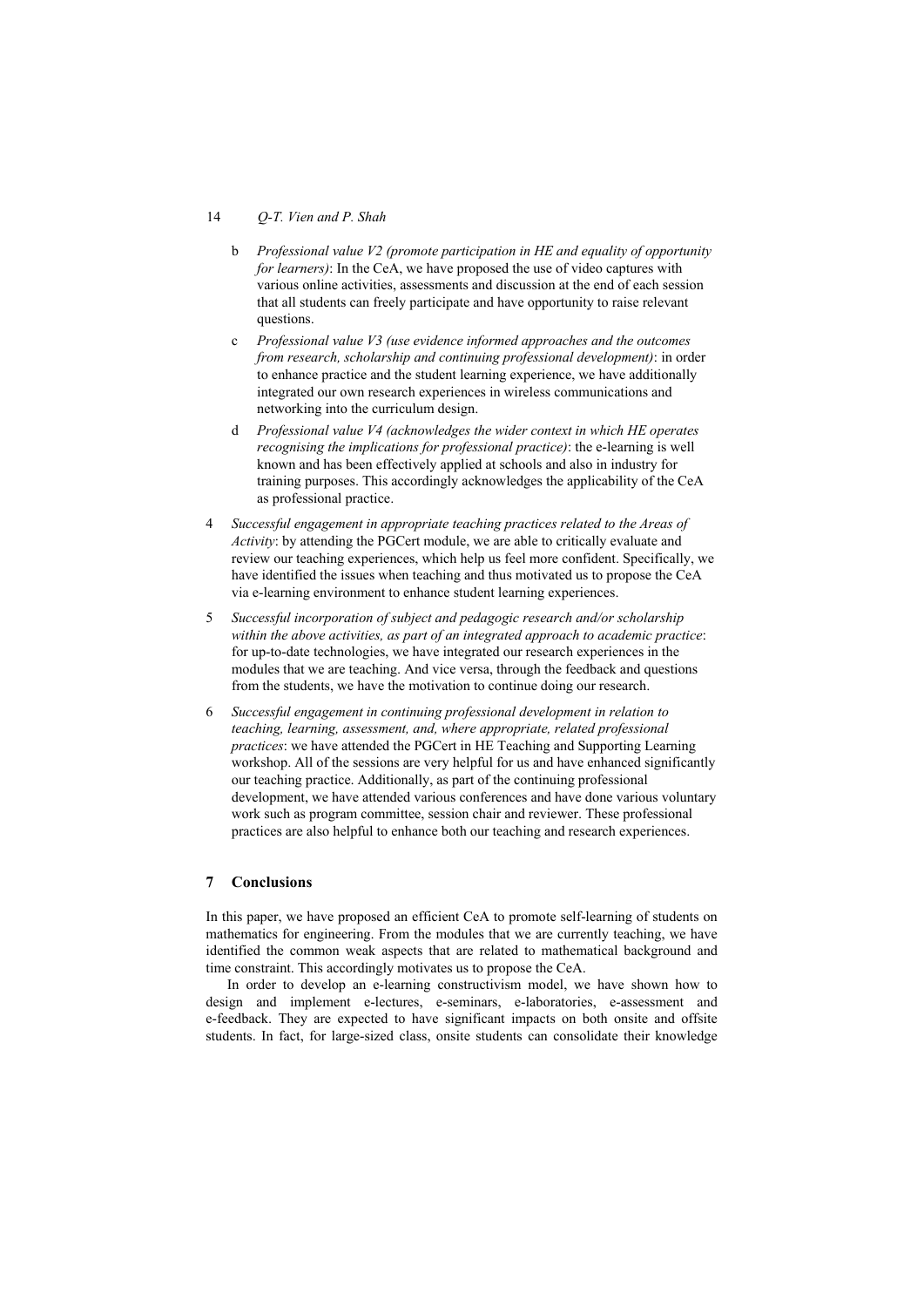b *Professional value V2 (promote participation in HE and equality of opportunity for learners)*: In the CeA, we have proposed the use of video captures with various online activities, assessments and discussion at the end of each session that all students can freely participate and have opportunity to raise relevant questions.

c *Professional value V3 (use evidence informed approaches and the outcomes from research, scholarship and continuing professional development)*: in order to enhance practice and the student learning experience, we have additionally integrated our own research experiences in wireless communications and networking into the curriculum design.

d *Professional value V4 (acknowledges the wider context in which HE operates recognising the implications for professional practice)*: the e-learning is well known and has been effectively applied at schools and also in industry for training purposes. This accordingly acknowledges the applicability of the CeA as professional practice.

4 *Successful engagement in appropriate teaching practices related to the Areas of Activity*: by attending the PGCert module, we are able to critically evaluate and review our teaching experiences, which help us feel more confident. Specifically, we have identified the issues when teaching and thus motivated us to propose the CeA via e-learning environment to enhance student learning experiences.

5 *Successful incorporation of subject and pedagogic research and/or scholarship within the above activities, as part of an integrated approach to academic practice*: for up-to-date technologies, we have integrated our research experiences in the modules that we are teaching. And vice versa, through the feedback and questions from the students, we have the motivation to continue doing our research.

6 *Successful engagement in continuing professional development in relation to teaching, learning, assessment, and, where appropriate, related professional practices*: we have attended the PGCert in HE Teaching and Supporting Learning workshop. All of the sessions are very helpful for us and have enhanced significantly our teaching practice. Additionally, as part of the continuing professional development, we have attended various conferences and have done various voluntary work such as program committee, session chair and reviewer. These professional practices are also helpful to enhance both our teaching and research experiences.

## 7 Conclusions

In this paper, we have proposed an efficient CeA to promote self-learning of students on mathematics for engineering. From the modules that we are currently teaching, we have identified the common weak aspects that are related to mathematical background and time constraint. This accordingly motivates us to propose the CeA.

In order to develop an e-learning constructivism model, we have shown how to design and implement e-lectures, e-seminars, e-laboratories, e-assessment and e-feedback. They are expected to have significant impacts on both onsite and offsite students. In fact, for large-sized class, onsite students can consolidate their knowledge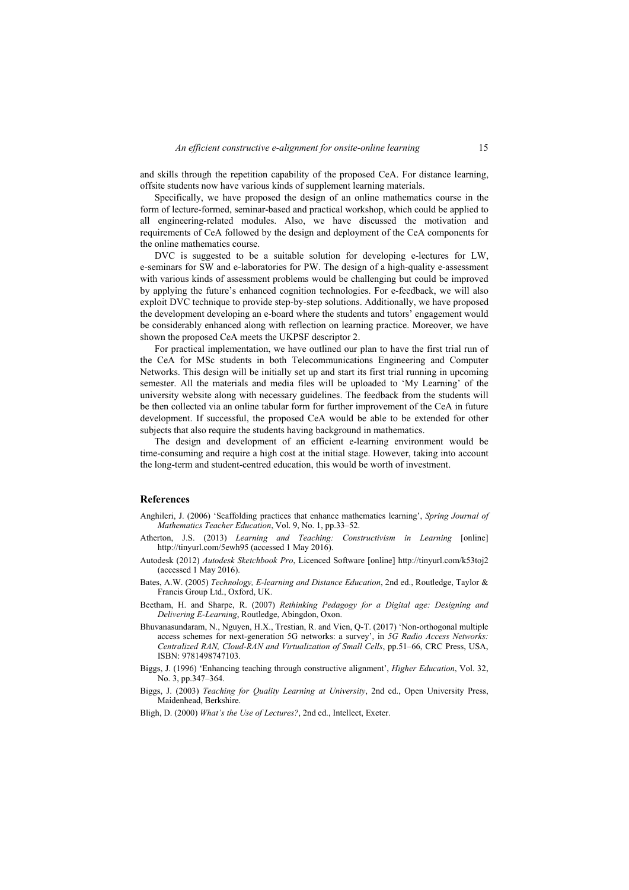and skills through the repetition capability of the proposed CeA. For distance learning, offsite students now have various kinds of supplement learning materials.

Specifically, we have proposed the design of an online mathematics course in the form of lecture-formed, seminar-based and practical workshop, which could be applied to all engineering-related modules. Also, we have discussed the motivation and requirements of CeA followed by the design and deployment of the CeA components for the online mathematics course.

DVC is suggested to be a suitable solution for developing e-lectures for LW, e-seminars for SW and e-laboratories for PW. The design of a high-quality e-assessment with various kinds of assessment problems would be challenging but could be improved by applying the future's enhanced cognition technologies. For e-feedback, we will also exploit DVC technique to provide step-by-step solutions. Additionally, we have proposed the development developing an e-board where the students and tutors' engagement would be considerably enhanced along with reflection on learning practice. Moreover, we have shown the proposed CeA meets the UKPSF descriptor 2.

For practical implementation, we have outlined our plan to have the first trial run of the CeA for MSc students in both Telecommunications Engineering and Computer Networks. This design will be initially set up and start its first trial running in upcoming semester. All the materials and media files will be uploaded to 'My Learning' of the university website along with necessary guidelines. The feedback from the students will be then collected via an online tabular form for further improvement of the CeA in future development. If successful, the proposed CeA would be able to be extended for other subjects that also require the students having background in mathematics.

The design and development of an efficient e-learning environment would be time-consuming and require a high cost at the initial stage. However, taking into account the long-term and student-centred education, this would be worth of investment.

## References

Anghileri, J. (2006) 'Scaffolding practices that enhance mathematics learning', *Spring Journal of Mathematics Teacher Education*, Vol. 9, No. 1, pp.33–52.

Atherton, J.S. (2013) *Learning and Teaching: Constructivism in Learning* [online] http://tinyurl.com/5ewh95 (accessed 1 May 2016).

Autodesk (2012) *Autodesk Sketchbook Pro*, Licenced Software [online] http://tinyurl.com/k53toj2 (accessed 1 May 2016).

Bates, A.W. (2005) *Technology, E-learning and Distance Education*, 2nd ed., Routledge, Taylor & Francis Group Ltd., Oxford, UK.

Beetham, H. and Sharpe, R. (2007) *Rethinking Pedagogy for a Digital age: Designing and Delivering E-Learning*, Routledge, Abingdon, Oxon.

Bhuvanasundaram, N., Nguyen, H.X., Trestian, R. and Vien, Q-T. (2017) 'Non-orthogonal multiple access schemes for next-generation 5G networks: a survey', in *5G Radio Access Networks: Centralized RAN, Cloud-RAN and Virtualization of Small Cells*, pp.51–66, CRC Press, USA, ISBN: 9781498747103.

Biggs, J. (1996) 'Enhancing teaching through constructive alignment', *Higher Education*, Vol. 32, No. 3, pp.347–364.

Biggs, J. (2003) *Teaching for Quality Learning at University*, 2nd ed., Open University Press, Maidenhead, Berkshire.

Bligh, D. (2000) *What's the Use of Lectures?*, 2nd ed., Intellect, Exeter.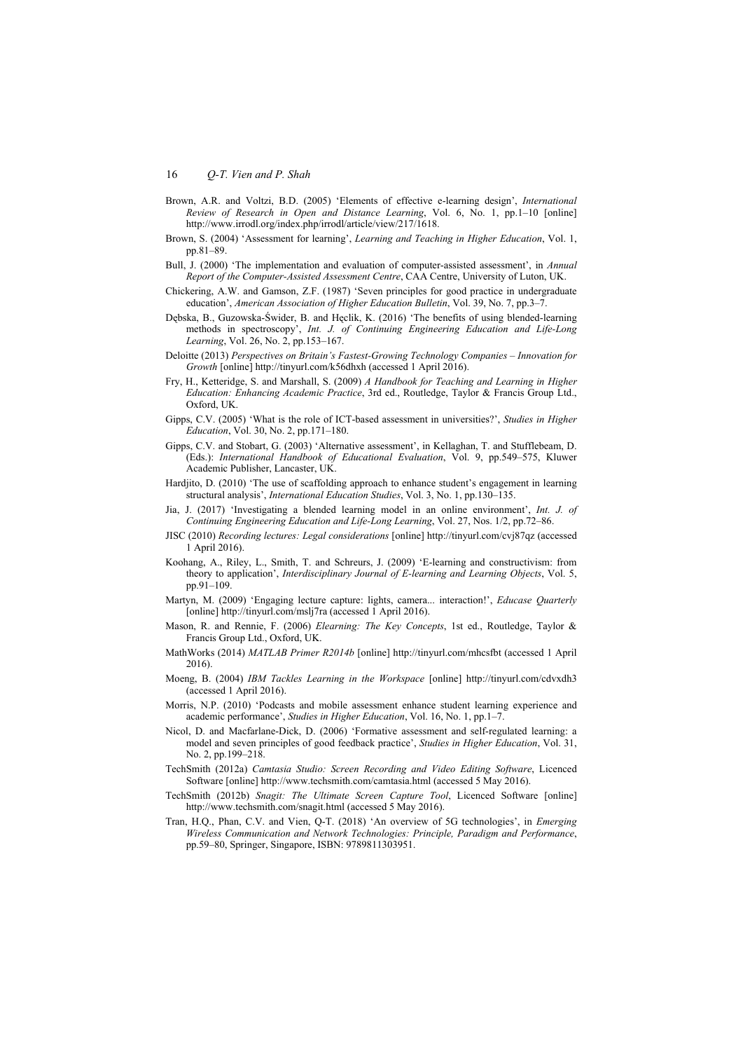Brown, A.R. and Voltzi, B.D. (2005) 'Elements of effective e-learning design', *International Review of Research in Open and Distance Learning*, Vol. 6, No. 1, pp.1–10 [online] http://www.irrodl.org/index.php/irrodl/article/view/217/1618.

Brown, S. (2004) 'Assessment for learning', *Learning and Teaching in Higher Education*, Vol. 1, pp.81–89.

Bull, J. (2000) 'The implementation and evaluation of computer-assisted assessment', in *Annual Report of the Computer-Assisted Assessment Centre*, CAA Centre, University of Luton, UK.

Chickering, A.W. and Gamson, Z.F. (1987) 'Seven principles for good practice in undergraduate education', *American Association of Higher Education Bulletin*, Vol. 39, No. 7, pp.3–7.

Dębska, B., Guzowska-Świder, B. and Hęclik, K. (2016) 'The benefits of using blended-learning methods in spectroscopy', *Int. J. of Continuing Engineering Education and Life-Long Learning*, Vol. 26, No. 2, pp.153–167.

Deloitte (2013) *Perspectives on Britain's Fastest-Growing Technology Companies – Innovation for Growth* [online] http://tinyurl.com/k56dhxh (accessed 1 April 2016).

Fry, H., Ketteridge, S. and Marshall, S. (2009) *A Handbook for Teaching and Learning in Higher Education: Enhancing Academic Practice*, 3rd ed., Routledge, Taylor & Francis Group Ltd., Oxford, UK.

Gipps, C.V. (2005) 'What is the role of ICT-based assessment in universities?', *Studies in Higher Education*, Vol. 30, No. 2, pp.171–180.

Gipps, C.V. and Stobart, G. (2003) 'Alternative assessment', in Kellaghan, T. and Stufflebeam, D. (Eds.): *International Handbook of Educational Evaluation*, Vol. 9, pp.549–575, Kluwer Academic Publisher, Lancaster, UK.

Hardjito, D. (2010) 'The use of scaffolding approach to enhance student's engagement in learning structural analysis', *International Education Studies*, Vol. 3, No. 1, pp.130–135.

Jia, J. (2017) 'Investigating a blended learning model in an online environment', *Int. J. of Continuing Engineering Education and Life-Long Learning*, Vol. 27, Nos. 1/2, pp.72–86.

JISC (2010) *Recording lectures: Legal considerations* [online] http://tinyurl.com/cvj87qz (accessed 1 April 2016).

Koohang, A., Riley, L., Smith, T. and Schreurs, J. (2009) 'E-learning and constructivism: from theory to application', *Interdisciplinary Journal of E-learning and Learning Objects*, Vol. 5, pp.91–109.

Martyn, M. (2009) 'Engaging lecture capture: lights, camera... interaction!', *Educase Quarterly* [online] http://tinyurl.com/mslj7ra (accessed 1 April 2016).

Mason, R. and Rennie, F. (2006) *Elearning: The Key Concepts*, 1st ed., Routledge, Taylor & Francis Group Ltd., Oxford, UK.

MathWorks (2014) *MATLAB Primer R2014b* [online] http://tinyurl.com/mhcsfbt (accessed 1 April 2016).

Moeng, B. (2004) *IBM Tackles Learning in the Workspace* [online] http://tinyurl.com/cdvxdh3 (accessed 1 April 2016).

Morris, N.P. (2010) 'Podcasts and mobile assessment enhance student learning experience and academic performance', *Studies in Higher Education*, Vol. 16, No. 1, pp.1–7.

Nicol, D. and Macfarlane-Dick, D. (2006) 'Formative assessment and self-regulated learning: a model and seven principles of good feedback practice', *Studies in Higher Education*, Vol. 31, No. 2, pp.199–218.

TechSmith (2012a) *Camtasia Studio: Screen Recording and Video Editing Software*, Licenced Software [online] http://www.techsmith.com/camtasia.html (accessed 5 May 2016).

TechSmith (2012b) *Snagit: The Ultimate Screen Capture Tool*, Licenced Software [online] http://www.techsmith.com/snagit.html (accessed 5 May 2016).

Tran, H.Q., Phan, C.V. and Vien, Q-T. (2018) 'An overview of 5G technologies', in *Emerging Wireless Communication and Network Technologies: Principle, Paradigm and Performance*, pp.59–80, Springer, Singapore, ISBN: 9789811303951.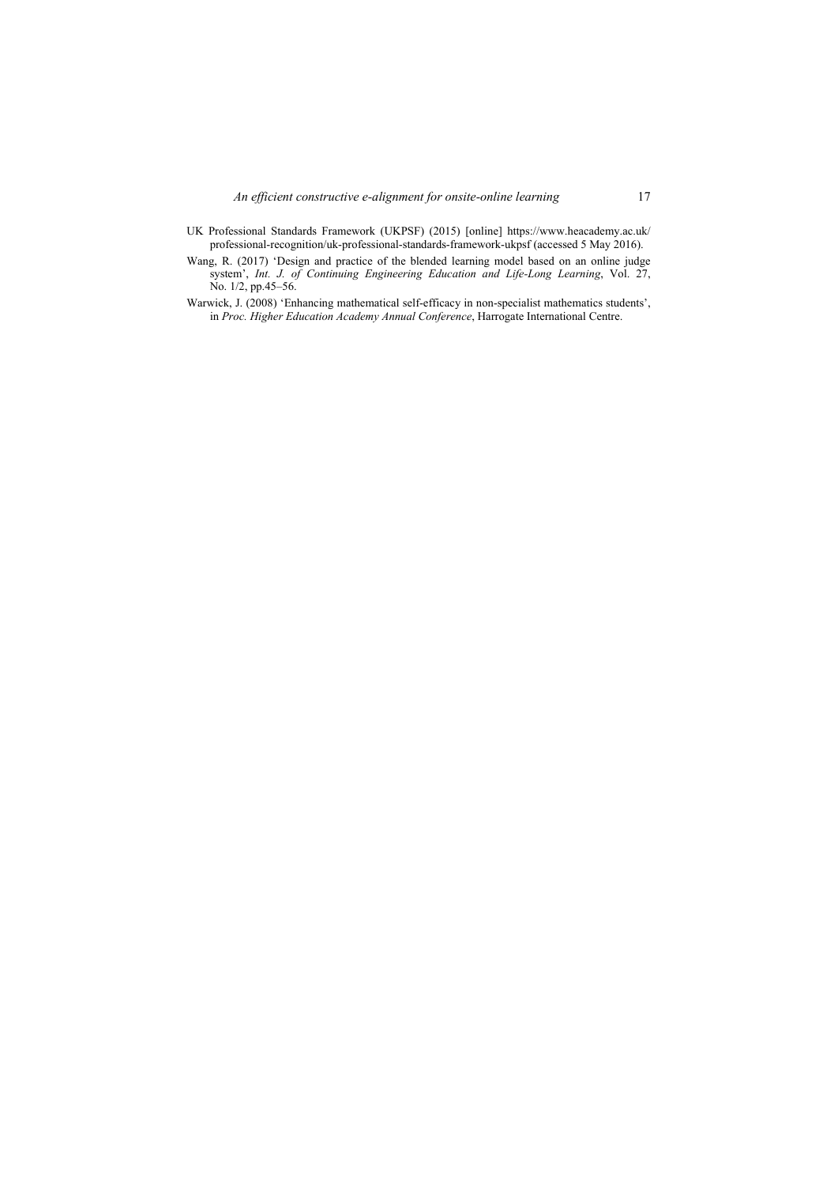UK Professional Standards Framework (UKPSF) (2015) [online] https://www.heacademy.ac.uk/professional-recognition/uk-professional-standards-framework-ukpsf (accessed 5 May 2016).

Wang, R. (2017) 'Design and practice of the blended learning model based on an online judge system', *Int. J. of Continuing Engineering Education and Life-Long Learning*, Vol. 27, No. 1/2, pp.45–56.

Warwick, J. (2008) 'Enhancing mathematical self-efficacy in non-specialist mathematics students', in *Proc. Higher Education Academy Annual Conference*, Harrogate International Centre.